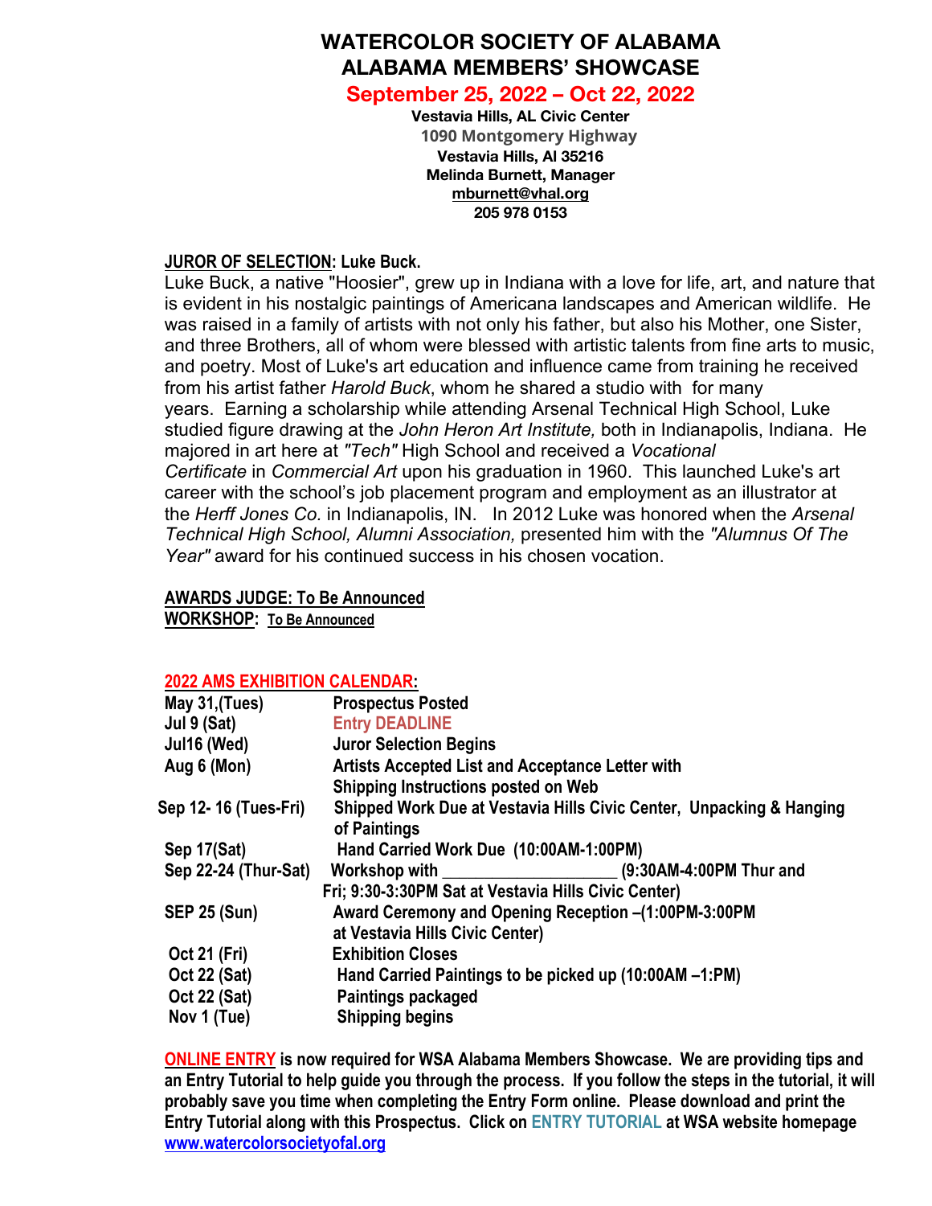# WATERCOLOR SOCIETY OF ALABAMA
# ALABAMA MEMBERS' SHOWCASE

## September 25, 2022 – Oct 22, 2022

**Vestavia Hills, AL Civic Center**
**1090 Montgomery Highway**
**Vestavia Hills, Al 35216**
**Melinda Burnett, Manager**
**mburnett@vhal.org**
**205 978 0153**

**JUROR OF SELECTION: Luke Buck.**

Luke Buck, a native "Hoosier", grew up in Indiana with a love for life, art, and nature that is evident in his nostalgic paintings of Americana landscapes and American wildlife. He was raised in a family of artists with not only his father, but also his Mother, one Sister, and three Brothers, all of whom were blessed with artistic talents from fine arts to music, and poetry. Most of Luke's art education and influence came from training he received from his artist father *Harold Buck*, whom he shared a studio with for many years. Earning a scholarship while attending Arsenal Technical High School, Luke studied figure drawing at the *John Heron Art Institute,* both in Indianapolis, Indiana. He majored in art here at *"Tech"* High School and received a *Vocational Certificate* in *Commercial Art* upon his graduation in 1960. This launched Luke's art career with the school's job placement program and employment as an illustrator at the *Herff Jones Co.* in Indianapolis, IN. In 2012 Luke was honored when the *Arsenal Technical High School, Alumni Association,* presented him with the *"Alumnus Of The Year"* award for his continued success in his chosen vocation.

**AWARDS JUDGE: To Be Announced**
**WORKSHOP: To Be Announced**

**2022 AMS EXHIBITION CALENDAR:**

| | |
|---|---|
| May 31,(Tues) | Prospectus Posted |
| Jul 9 (Sat) | Entry DEADLINE |
| Jul16 (Wed) | Juror Selection Begins |
| Aug 6 (Mon) | Artists Accepted List and Acceptance Letter with Shipping Instructions posted on Web |
| Sep 12- 16 (Tues-Fri) | Shipped Work Due at Vestavia Hills Civic Center, Unpacking & Hanging of Paintings |
| Sep 17(Sat) | Hand Carried Work Due (10:00AM-1:00PM) |
| Sep 22-24 (Thur-Sat) | Workshop with ___________________ (9:30AM-4:00PM Thur and Fri; 9:30-3:30PM Sat at Vestavia Hills Civic Center) |
| SEP 25 (Sun) | Award Ceremony and Opening Reception –(1:00PM-3:00PM at Vestavia Hills Civic Center) |
| Oct 21 (Fri) | Exhibition Closes |
| Oct 22 (Sat) | Hand Carried Paintings to be picked up (10:00AM –1:PM) |
| Oct 22 (Sat) | Paintings packaged |
| Nov 1 (Tue) | Shipping begins |

**ONLINE ENTRY is now required for WSA Alabama Members Showcase. We are providing tips and an Entry Tutorial to help guide you through the process. If you follow the steps in the tutorial, it will probably save you time when completing the Entry Form online. Please download and print the Entry Tutorial along with this Prospectus. Click on ENTRY TUTORIAL at WSA website homepage www.watercolorsocietyofal.org**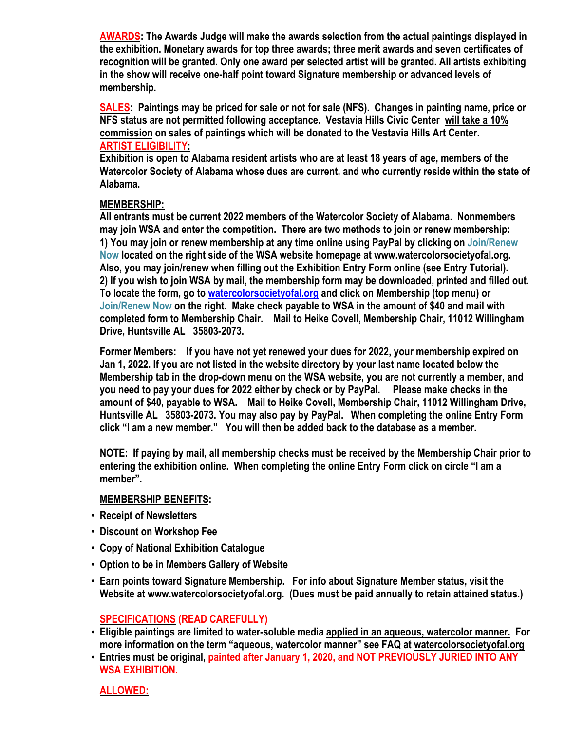**AWARDS: The Awards Judge will make the awards selection from the actual paintings displayed in the exhibition. Monetary awards for top three awards; three merit awards and seven certificates of recognition will be granted. Only one award per selected artist will be granted. All artists exhibiting in the show will receive one-half point toward Signature membership or advanced levels of membership.**

**SALES: Paintings may be priced for sale or not for sale (NFS). Changes in painting name, price or NFS status are not permitted following acceptance. Vestavia Hills Civic Center will take a 10% commission on sales of paintings which will be donated to the Vestavia Hills Art Center.**

**ARTIST ELIGIBILITY:**

**Exhibition is open to Alabama resident artists who are at least 18 years of age, members of the Watercolor Society of Alabama whose dues are current, and who currently reside within the state of Alabama.**

**MEMBERSHIP:**

**All entrants must be current 2022 members of the Watercolor Society of Alabama. Nonmembers may join WSA and enter the competition. There are two methods to join or renew membership:**
**1) You may join or renew membership at any time online using PayPal by clicking on Join/Renew Now located on the right side of the WSA website homepage at www.watercolorsocietyofal.org. Also, you may join/renew when filling out the Exhibition Entry Form online (see Entry Tutorial).**
**2) If you wish to join WSA by mail, the membership form may be downloaded, printed and filled out. To locate the form, go to watercolorsocietyofal.org and click on Membership (top menu) or Join/Renew Now on the right. Make check payable to WSA in the amount of $40 and mail with completed form to Membership Chair. Mail to Heike Covell, Membership Chair, 11012 Willingham Drive, Huntsville AL 35803-2073.**

**Former Members: If you have not yet renewed your dues for 2022, your membership expired on Jan 1, 2022. If you are not listed in the website directory by your last name located below the Membership tab in the drop-down menu on the WSA website, you are not currently a member, and you need to pay your dues for 2022 either by check or by PayPal. Please make checks in the amount of $40, payable to WSA. Mail to Heike Covell, Membership Chair, 11012 Willingham Drive, Huntsville AL 35803-2073. You may also pay by PayPal. When completing the online Entry Form click "I am a new member." You will then be added back to the database as a member.**

**NOTE: If paying by mail, all membership checks must be received by the Membership Chair prior to entering the exhibition online. When completing the online Entry Form click on circle "I am a member".**

**MEMBERSHIP BENEFITS:**

- **Receipt of Newsletters**
- **Discount on Workshop Fee**
- **Copy of National Exhibition Catalogue**
- **Option to be in Members Gallery of Website**
- **Earn points toward Signature Membership. For info about Signature Member status, visit the Website at www.watercolorsocietyofal.org. (Dues must be paid annually to retain attained status.)**

**SPECIFICATIONS (READ CAREFULLY)**

- **Eligible paintings are limited to water-soluble media applied in an aqueous, watercolor manner. For more information on the term "aqueous, watercolor manner" see FAQ at watercolorsocietyofal.org**
- **Entries must be original, painted after January 1, 2020, and NOT PREVIOUSLY JURIED INTO ANY WSA EXHIBITION.**

**ALLOWED:**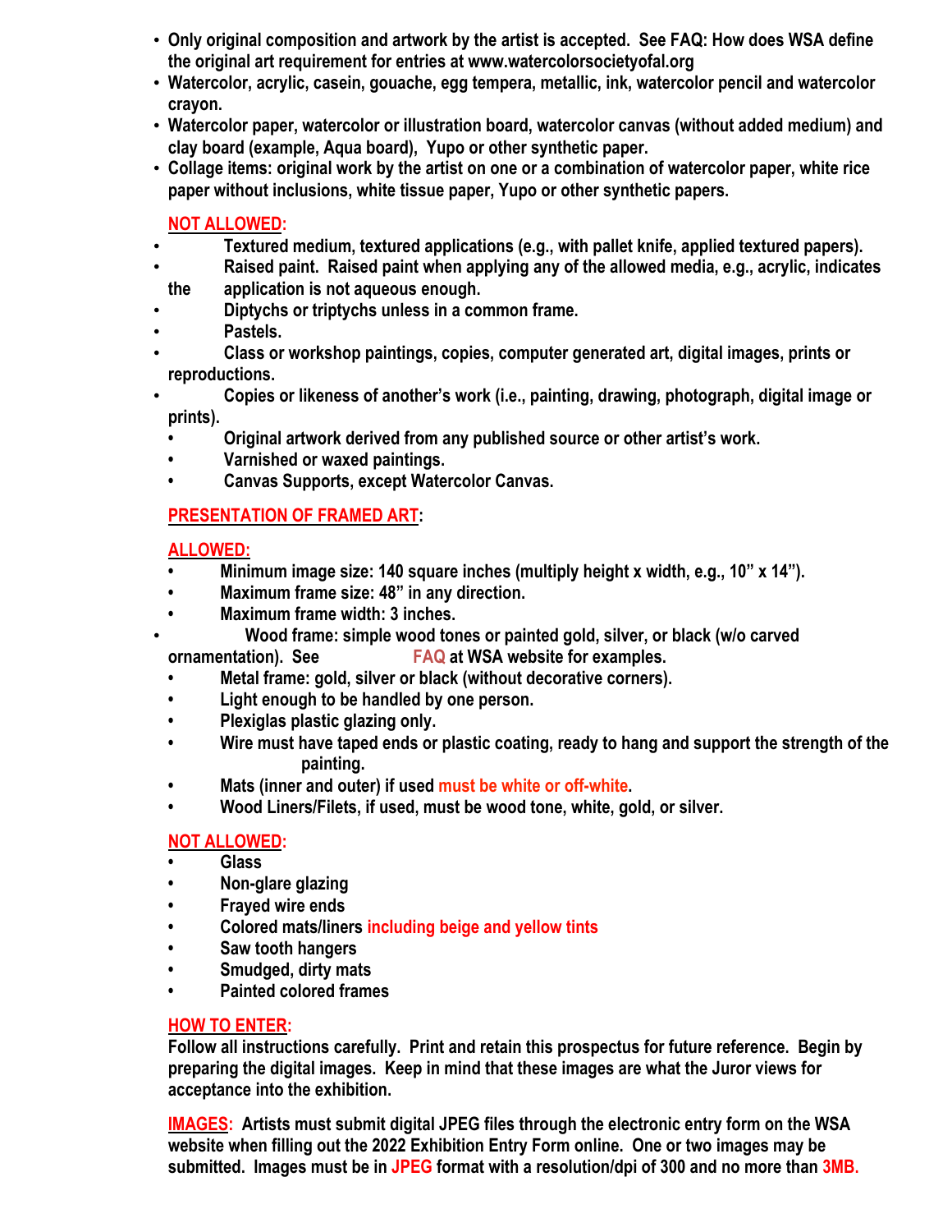- **Only original composition and artwork by the artist is accepted. See FAQ: How does WSA define the original art requirement for entries at www.watercolorsocietyofal.org**
- **Watercolor, acrylic, casein, gouache, egg tempera, metallic, ink, watercolor pencil and watercolor crayon.**
- **Watercolor paper, watercolor or illustration board, watercolor canvas (without added medium) and clay board (example, Aqua board), Yupo or other synthetic paper.**
- **Collage items: original work by the artist on one or a combination of watercolor paper, white rice paper without inclusions, white tissue paper, Yupo or other synthetic papers.**

**NOT ALLOWED:**

- **Textured medium, textured applications (e.g., with pallet knife, applied textured papers).**
- **Raised paint. Raised paint when applying any of the allowed media, e.g., acrylic, indicates the application is not aqueous enough.**
- **Diptychs or triptychs unless in a common frame.**
- **Pastels.**
- **Class or workshop paintings, copies, computer generated art, digital images, prints or reproductions.**
- **Copies or likeness of another's work (i.e., painting, drawing, photograph, digital image or prints).**
- **Original artwork derived from any published source or other artist's work.**
- **Varnished or waxed paintings.**
- **Canvas Supports, except Watercolor Canvas.**

**PRESENTATION OF FRAMED ART:**

**ALLOWED:**

- **Minimum image size: 140 square inches (multiply height x width, e.g., 10" x 14").**
- **Maximum frame size: 48" in any direction.**
- **Maximum frame width: 3 inches.**
- **Wood frame: simple wood tones or painted gold, silver, or black (w/o carved ornamentation). See FAQ at WSA website for examples.**
- **Metal frame: gold, silver or black (without decorative corners).**
- **Light enough to be handled by one person.**
- **Plexiglas plastic glazing only.**
- **Wire must have taped ends or plastic coating, ready to hang and support the strength of the painting.**
- **Mats (inner and outer) if used must be white or off-white.**
- **Wood Liners/Filets, if used, must be wood tone, white, gold, or silver.**

**NOT ALLOWED:**

- **Glass**
- **Non-glare glazing**
- **Frayed wire ends**
- **Colored mats/liners including beige and yellow tints**
- **Saw tooth hangers**
- **Smudged, dirty mats**
- **Painted colored frames**

**HOW TO ENTER:**

**Follow all instructions carefully. Print and retain this prospectus for future reference. Begin by preparing the digital images. Keep in mind that these images are what the Juror views for acceptance into the exhibition.**

**IMAGES: Artists must submit digital JPEG files through the electronic entry form on the WSA website when filling out the 2022 Exhibition Entry Form online. One or two images may be submitted. Images must be in JPEG format with a resolution/dpi of 300 and no more than 3MB.**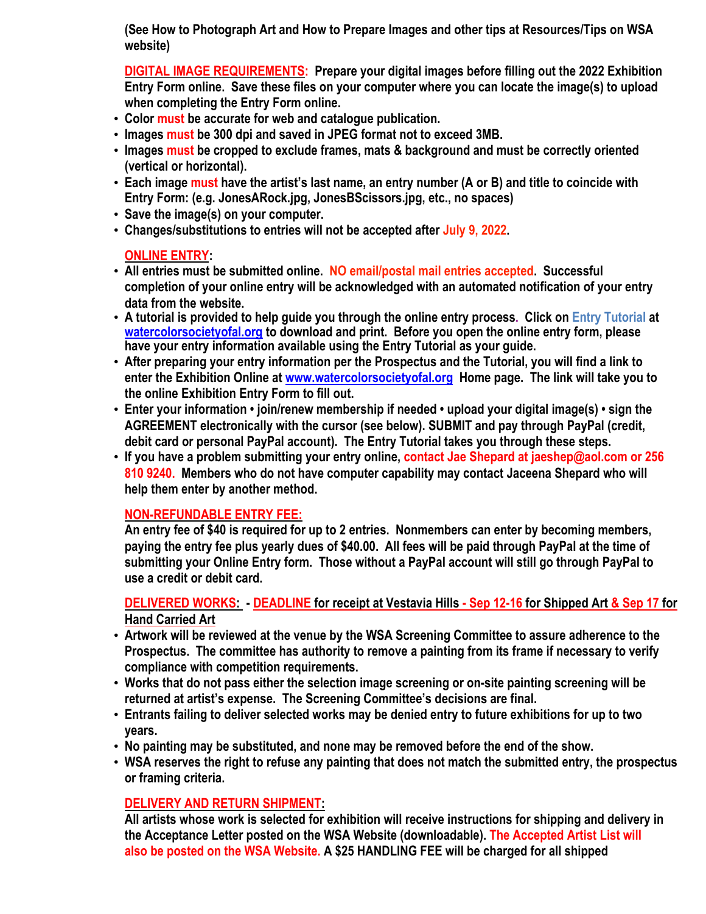**(See How to Photograph Art and How to Prepare Images and other tips at Resources/Tips on WSA website)**

**DIGITAL IMAGE REQUIREMENTS: Prepare your digital images before filling out the 2022 Exhibition Entry Form online. Save these files on your computer where you can locate the image(s) to upload when completing the Entry Form online.**

- **Color must be accurate for web and catalogue publication.**
- **Images must be 300 dpi and saved in JPEG format not to exceed 3MB.**
- **Images must be cropped to exclude frames, mats & background and must be correctly oriented (vertical or horizontal).**
- **Each image must have the artist's last name, an entry number (A or B) and title to coincide with Entry Form: (e.g. JonesARock.jpg, JonesBScissors.jpg, etc., no spaces)**
- **Save the image(s) on your computer.**
- **Changes/substitutions to entries will not be accepted after July 9, 2022.**

**ONLINE ENTRY:**

- **All entries must be submitted online. NO email/postal mail entries accepted. Successful completion of your online entry will be acknowledged with an automated notification of your entry data from the website.**
- **A tutorial is provided to help guide you through the online entry process. Click on Entry Tutorial at watercolorsocietyofal.org to download and print. Before you open the online entry form, please have your entry information available using the Entry Tutorial as your guide.**
- **After preparing your entry information per the Prospectus and the Tutorial, you will find a link to enter the Exhibition Online at www.watercolorsocietyofal.org Home page. The link will take you to the online Exhibition Entry Form to fill out.**
- **Enter your information • join/renew membership if needed • upload your digital image(s) • sign the AGREEMENT electronically with the cursor (see below). SUBMIT and pay through PayPal (credit, debit card or personal PayPal account). The Entry Tutorial takes you through these steps.**
- **If you have a problem submitting your entry online, contact Jae Shepard at jaeshep@aol.com or 256 810 9240. Members who do not have computer capability may contact Jaceena Shepard who will help them enter by another method.**

**NON-REFUNDABLE ENTRY FEE:**

**An entry fee of $40 is required for up to 2 entries. Nonmembers can enter by becoming members, paying the entry fee plus yearly dues of $40.00. All fees will be paid through PayPal at the time of submitting your Online Entry form. Those without a PayPal account will still go through PayPal to use a credit or debit card.**

**DELIVERED WORKS: - DEADLINE for receipt at Vestavia Hills - Sep 12-16 for Shipped Art & Sep 17 for Hand Carried Art**

- **Artwork will be reviewed at the venue by the WSA Screening Committee to assure adherence to the Prospectus. The committee has authority to remove a painting from its frame if necessary to verify compliance with competition requirements.**
- **Works that do not pass either the selection image screening or on-site painting screening will be returned at artist's expense. The Screening Committee's decisions are final.**
- **Entrants failing to deliver selected works may be denied entry to future exhibitions for up to two years.**
- **No painting may be substituted, and none may be removed before the end of the show.**
- **WSA reserves the right to refuse any painting that does not match the submitted entry, the prospectus or framing criteria.**

**DELIVERY AND RETURN SHIPMENT:**

**All artists whose work is selected for exhibition will receive instructions for shipping and delivery in the Acceptance Letter posted on the WSA Website (downloadable). The Accepted Artist List will also be posted on the WSA Website. A $25 HANDLING FEE will be charged for all shipped**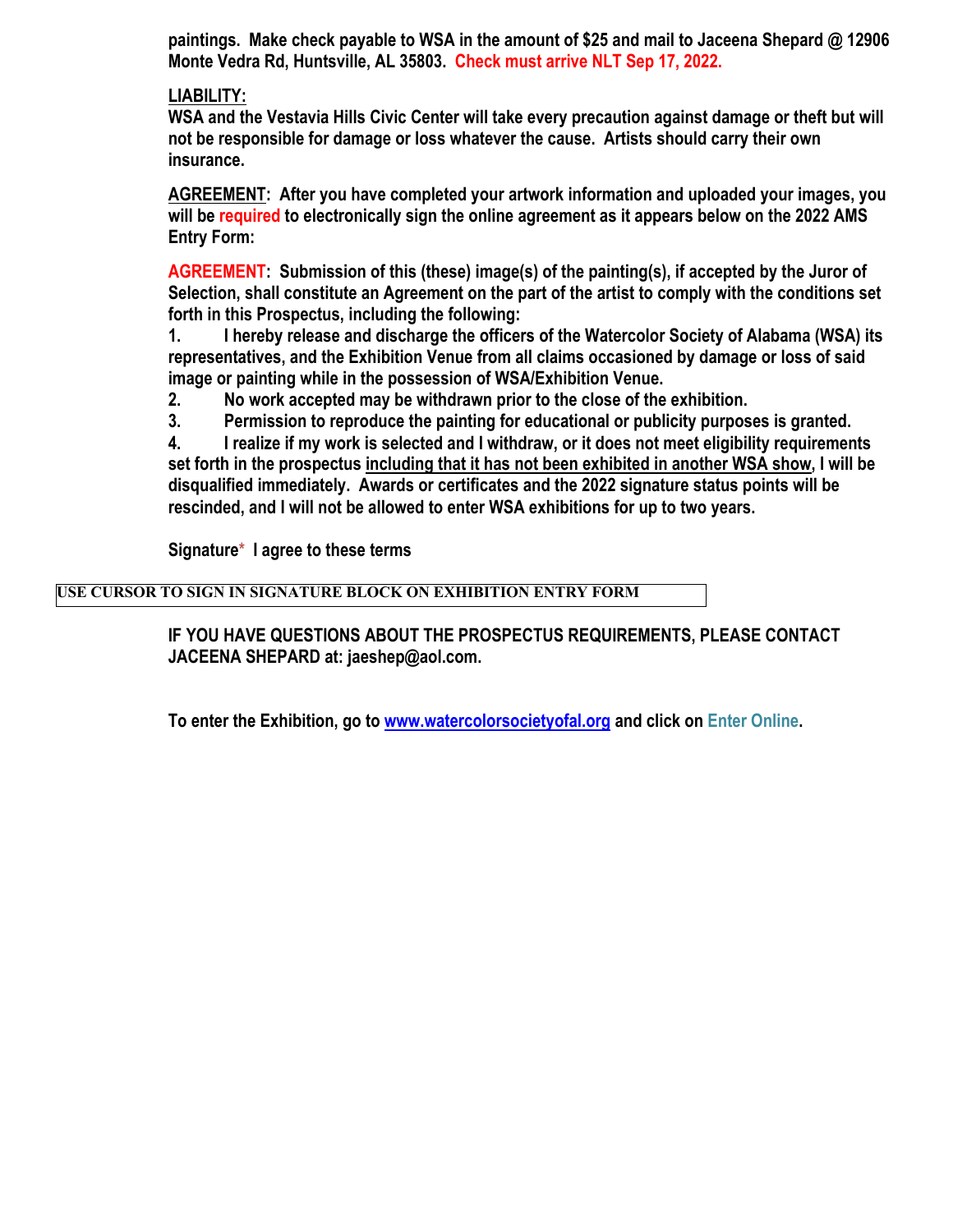**paintings. Make check payable to WSA in the amount of $25 and mail to Jaceena Shepard @ 12906 Monte Vedra Rd, Huntsville, AL 35803. Check must arrive NLT Sep 17, 2022.**

**LIABILITY:**

**WSA and the Vestavia Hills Civic Center will take every precaution against damage or theft but will not be responsible for damage or loss whatever the cause. Artists should carry their own insurance.**

**AGREEMENT: After you have completed your artwork information and uploaded your images, you will be required to electronically sign the online agreement as it appears below on the 2022 AMS Entry Form:**

**AGREEMENT: Submission of this (these) image(s) of the painting(s), if accepted by the Juror of Selection, shall constitute an Agreement on the part of the artist to comply with the conditions set forth in this Prospectus, including the following:**

1. **I hereby release and discharge the officers of the Watercolor Society of Alabama (WSA) its representatives, and the Exhibition Venue from all claims occasioned by damage or loss of said image or painting while in the possession of WSA/Exhibition Venue.**
2. **No work accepted may be withdrawn prior to the close of the exhibition.**
3. **Permission to reproduce the painting for educational or publicity purposes is granted.**
4. **I realize if my work is selected and I withdraw, or it does not meet eligibility requirements set forth in the prospectus including that it has not been exhibited in another WSA show, I will be disqualified immediately. Awards or certificates and the 2022 signature status points will be rescinded, and I will not be allowed to enter WSA exhibitions for up to two years.**

**Signature* I agree to these terms**

**USE CURSOR TO SIGN IN SIGNATURE BLOCK ON EXHIBITION ENTRY FORM**

**IF YOU HAVE QUESTIONS ABOUT THE PROSPECTUS REQUIREMENTS, PLEASE CONTACT JACEENA SHEPARD at: jaeshep@aol.com.**

**To enter the Exhibition, go to [www.watercolorsocietyofal.org](http://www.watercolorsocietyofal.org) and click on Enter Online.**